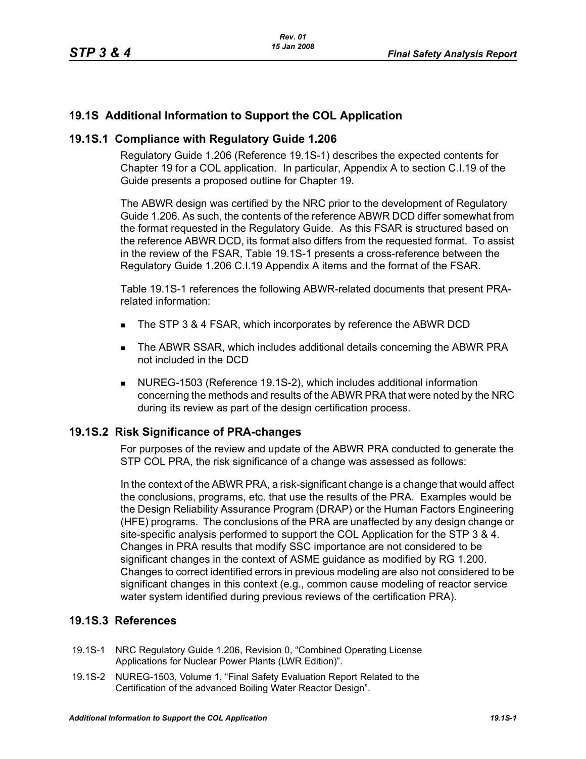## 19.1S Additional Information to Support the COL Application

### 19.1S.1 Compliance with Regulatory Guide 1.206

Regulatory Guide 1.206 (Reference 19.1S-1) describes the expected contents for Chapter 19 for a COL application. In particular, Appendix A to section C.I.19 of the Guide presents a proposed outline for Chapter 19.

The ABWR design was certified by the NRC prior to the development of Regulatory Guide 1.206. As such, the contents of the reference ABWR DCD differ somewhat from the format requested in the Regulatory Guide. As this FSAR is structured based on the reference ABWR DCD, its format also differs from the requested format. To assist in the review of the FSAR, Table 19.1S-1 presents a cross-reference between the Regulatory Guide 1.206 C.I.19 Appendix A items and the format of the FSAR.

Table 19.1S-1 references the following ABWR-related documents that present PRA-related information:

- The STP 3 & 4 FSAR, which incorporates by reference the ABWR DCD
- The ABWR SSAR, which includes additional details concerning the ABWR PRA not included in the DCD
- NUREG-1503 (Reference 19.1S-2), which includes additional information concerning the methods and results of the ABWR PRA that were noted by the NRC during its review as part of the design certification process.

### 19.1S.2 Risk Significance of PRA-changes

For purposes of the review and update of the ABWR PRA conducted to generate the STP COL PRA, the risk significance of a change was assessed as follows:

In the context of the ABWR PRA, a risk-significant change is a change that would affect the conclusions, programs, etc. that use the results of the PRA. Examples would be the Design Reliability Assurance Program (DRAP) or the Human Factors Engineering (HFE) programs. The conclusions of the PRA are unaffected by any design change or site-specific analysis performed to support the COL Application for the STP 3 & 4. Changes in PRA results that modify SSC importance are not considered to be significant changes in the context of ASME guidance as modified by RG 1.200. Changes to correct identified errors in previous modeling are also not considered to be significant changes in this context (e.g., common cause modeling of reactor service water system identified during previous reviews of the certification PRA).

### 19.1S.3 References

19.1S-1 NRC Regulatory Guide 1.206, Revision 0, "Combined Operating License Applications for Nuclear Power Plants (LWR Edition)".

19.1S-2 NUREG-1503, Volume 1, "Final Safety Evaluation Report Related to the Certification of the advanced Boiling Water Reactor Design".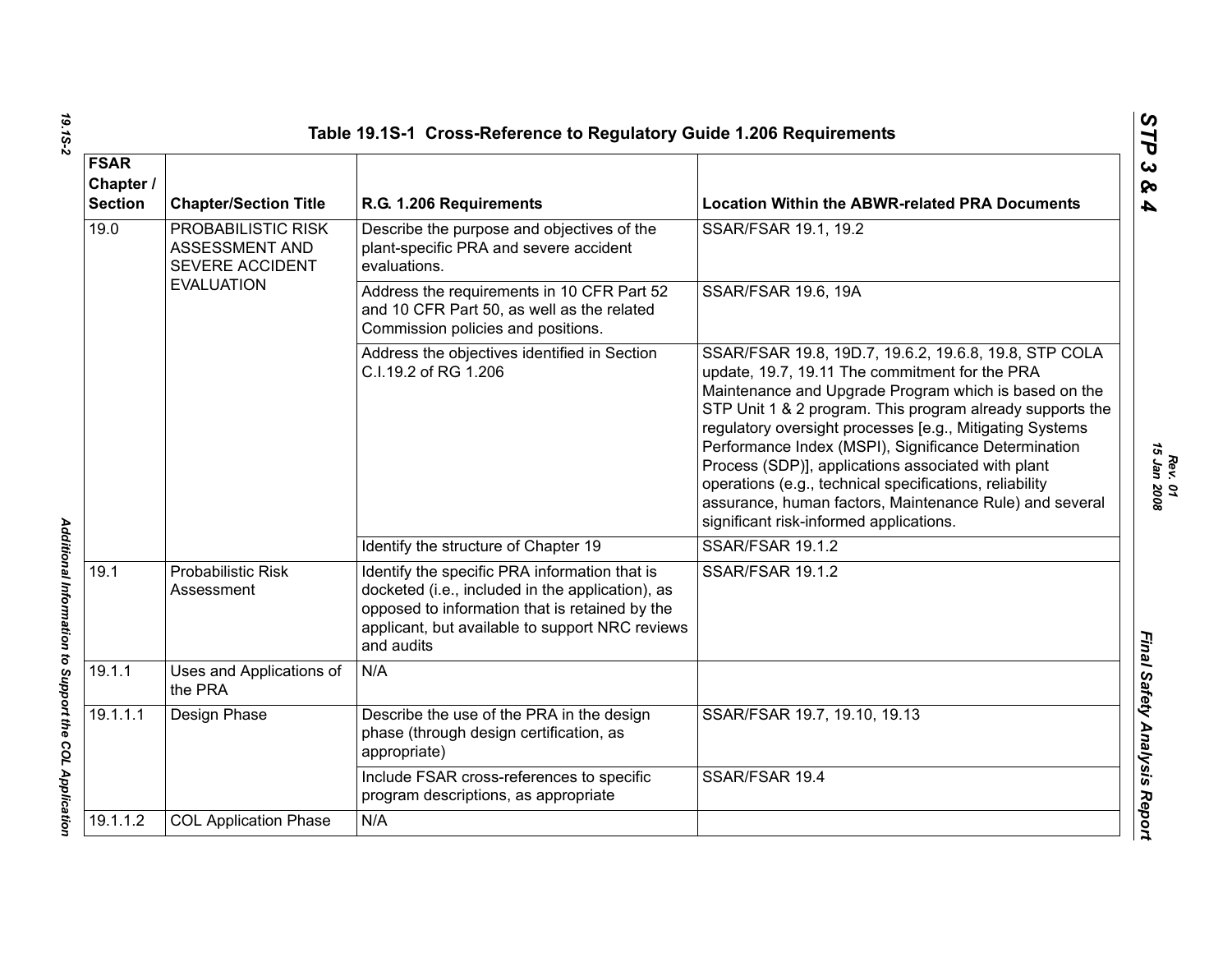## Table 19.1S-1 Cross-Reference to Regulatory Guide 1.206 Requirements

| FSAR Chapter / Section | Chapter/Section Title | R.G. 1.206 Requirements | Location Within the ABWR-related PRA Documents |
|---|---|---|---|
| 19.0 | PROBABILISTIC RISK ASSESSMENT AND SEVERE ACCIDENT EVALUATION | Describe the purpose and objectives of the plant-specific PRA and severe accident evaluations. | SSAR/FSAR 19.1, 19.2 |
| | | Address the requirements in 10 CFR Part 52 and 10 CFR Part 50, as well as the related Commission policies and positions. | SSAR/FSAR 19.6, 19A |
| | | Address the objectives identified in Section C.I.19.2 of RG 1.206 | SSAR/FSAR 19.8, 19D.7, 19.6.2, 19.6.8, 19.8, STP COLA update, 19.7, 19.11 The commitment for the PRA Maintenance and Upgrade Program which is based on the STP Unit 1 & 2 program. This program already supports the regulatory oversight processes [e.g., Mitigating Systems Performance Index (MSPI), Significance Determination Process (SDP)], applications associated with plant operations (e.g., technical specifications, reliability assurance, human factors, Maintenance Rule) and several significant risk-informed applications. |
| | | Identify the structure of Chapter 19 | SSAR/FSAR 19.1.2 |
| 19.1 | Probabilistic Risk Assessment | Identify the specific PRA information that is docketed (i.e., included in the application), as opposed to information that is retained by the applicant, but available to support NRC reviews and audits | SSAR/FSAR 19.1.2 |
| 19.1.1 | Uses and Applications of the PRA | N/A | |
| 19.1.1.1 | Design Phase | Describe the use of the PRA in the design phase (through design certification, as appropriate) | SSAR/FSAR 19.7, 19.10, 19.13 |
| | | Include FSAR cross-references to specific program descriptions, as appropriate | SSAR/FSAR 19.4 |
| 19.1.1.2 | COL Application Phase | N/A | |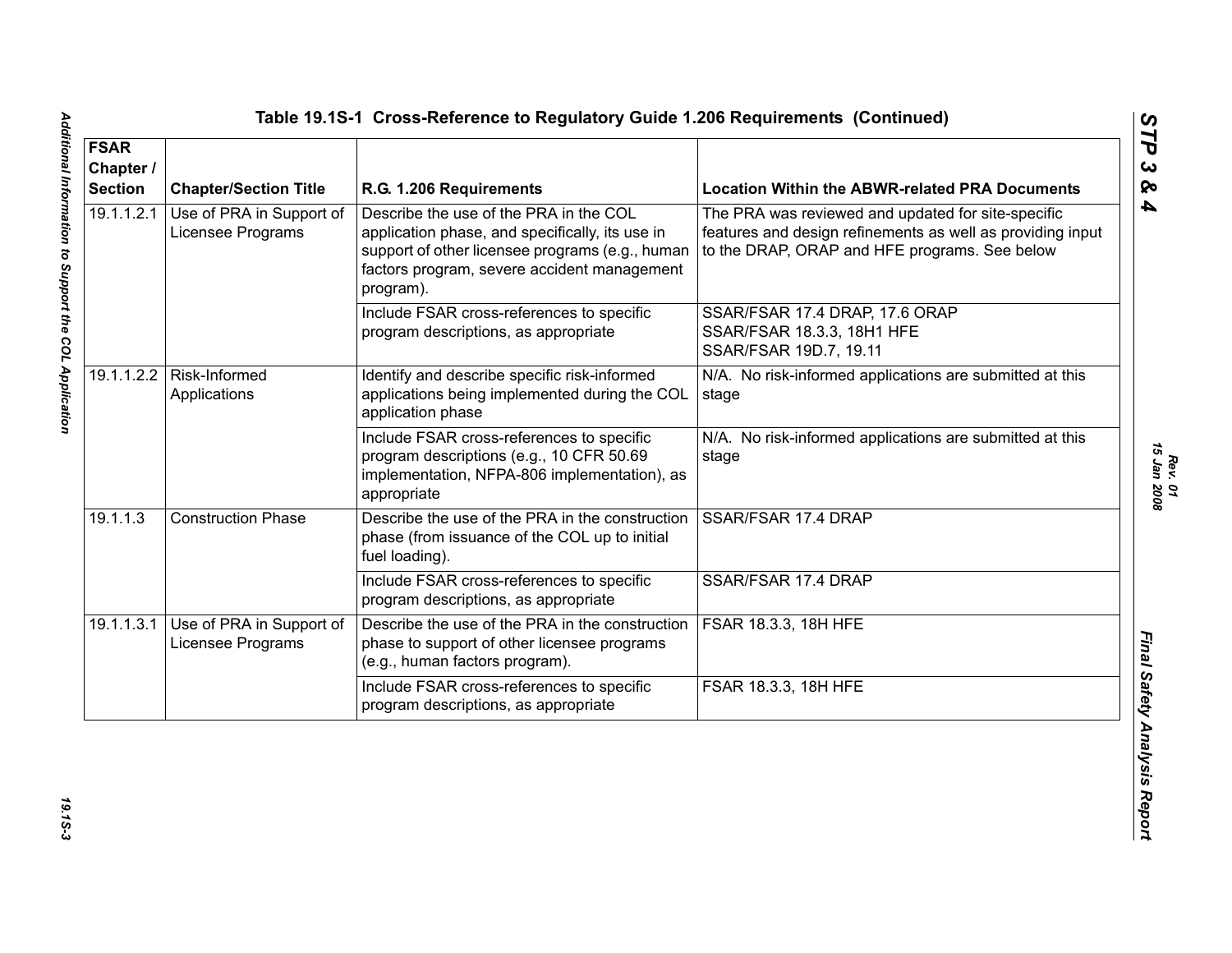## Table 19.1S-1 Cross-Reference to Regulatory Guide 1.206 Requirements (Continued)

| FSAR Chapter / Section | Chapter/Section Title | R.G. 1.206 Requirements | Location Within the ABWR-related PRA Documents |
|---|---|---|---|
| 19.1.1.2.1 | Use of PRA in Support of Licensee Programs | Describe the use of the PRA in the COL application phase, and specifically, its use in support of other licensee programs (e.g., human factors program, severe accident management program). | The PRA was reviewed and updated for site-specific features and design refinements as well as providing input to the DRAP, ORAP and HFE programs. See below |
| | | Include FSAR cross-references to specific program descriptions, as appropriate | SSAR/FSAR 17.4 DRAP, 17.6 ORAP<br>SSAR/FSAR 18.3.3, 18H1 HFE<br>SSAR/FSAR 19D.7, 19.11 |
| 19.1.1.2.2 | Risk-Informed Applications | Identify and describe specific risk-informed applications being implemented during the COL application phase | N/A. No risk-informed applications are submitted at this stage |
| | | Include FSAR cross-references to specific program descriptions (e.g., 10 CFR 50.69 implementation, NFPA-806 implementation), as appropriate | N/A. No risk-informed applications are submitted at this stage |
| 19.1.1.3 | Construction Phase | Describe the use of the PRA in the construction phase (from issuance of the COL up to initial fuel loading). | SSAR/FSAR 17.4 DRAP |
| | | Include FSAR cross-references to specific program descriptions, as appropriate | SSAR/FSAR 17.4 DRAP |
| 19.1.1.3.1 | Use of PRA in Support of Licensee Programs | Describe the use of the PRA in the construction phase to support of other licensee programs (e.g., human factors program). | FSAR 18.3.3, 18H HFE |
| | | Include FSAR cross-references to specific program descriptions, as appropriate | FSAR 18.3.3, 18H HFE |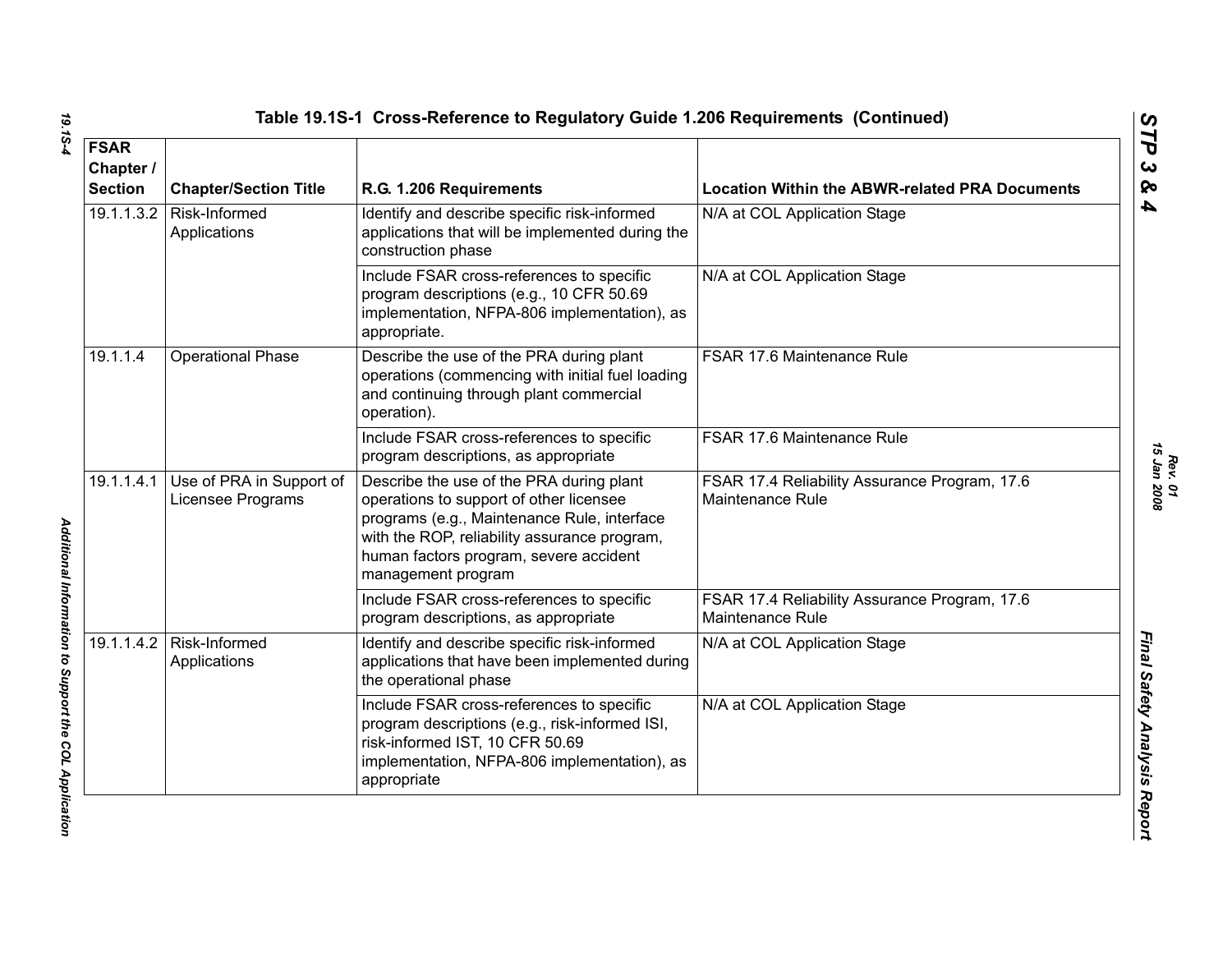### Table 19.1S-1 Cross-Reference to Regulatory Guide 1.206 Requirements (Continued)

| FSAR Chapter / Section | Chapter/Section Title | R.G. 1.206 Requirements | Location Within the ABWR-related PRA Documents |
|---|---|---|---|
| 19.1.1.3.2 | Risk-Informed Applications | Identify and describe specific risk-informed applications that will be implemented during the construction phase | N/A at COL Application Stage |
| | | Include FSAR cross-references to specific program descriptions (e.g., 10 CFR 50.69 implementation, NFPA-806 implementation), as appropriate. | N/A at COL Application Stage |
| 19.1.1.4 | Operational Phase | Describe the use of the PRA during plant operations (commencing with initial fuel loading and continuing through plant commercial operation). | FSAR 17.6 Maintenance Rule |
| | | Include FSAR cross-references to specific program descriptions, as appropriate | FSAR 17.6 Maintenance Rule |
| 19.1.1.4.1 | Use of PRA in Support of Licensee Programs | Describe the use of the PRA during plant operations to support of other licensee programs (e.g., Maintenance Rule, interface with the ROP, reliability assurance program, human factors program, severe accident management program | FSAR 17.4 Reliability Assurance Program, 17.6 Maintenance Rule |
| | | Include FSAR cross-references to specific program descriptions, as appropriate | FSAR 17.4 Reliability Assurance Program, 17.6 Maintenance Rule |
| 19.1.1.4.2 | Risk-Informed Applications | Identify and describe specific risk-informed applications that have been implemented during the operational phase | N/A at COL Application Stage |
| | | Include FSAR cross-references to specific program descriptions (e.g., risk-informed ISI, risk-informed IST, 10 CFR 50.69 implementation, NFPA-806 implementation), as appropriate | N/A at COL Application Stage |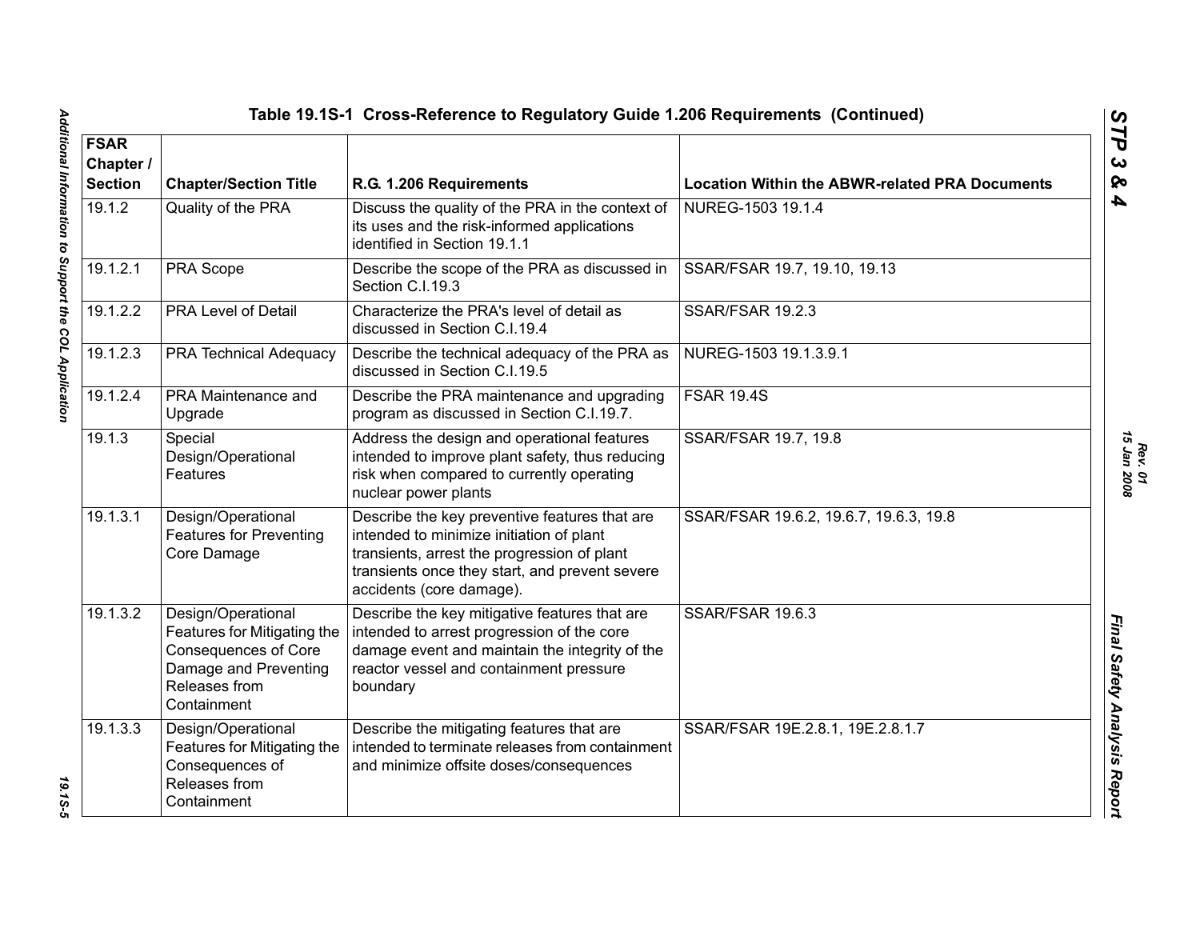## Table 19.1S-1 Cross-Reference to Regulatory Guide 1.206 Requirements (Continued)

| FSAR Chapter / Section | Chapter/Section Title | R.G. 1.206 Requirements | Location Within the ABWR-related PRA Documents |
|---|---|---|---|
| 19.1.2 | Quality of the PRA | Discuss the quality of the PRA in the context of its uses and the risk-informed applications identified in Section 19.1.1 | NUREG-1503 19.1.4 |
| 19.1.2.1 | PRA Scope | Describe the scope of the PRA as discussed in Section C.I.19.3 | SSAR/FSAR 19.7, 19.10, 19.13 |
| 19.1.2.2 | PRA Level of Detail | Characterize the PRA's level of detail as discussed in Section C.I.19.4 | SSAR/FSAR 19.2.3 |
| 19.1.2.3 | PRA Technical Adequacy | Describe the technical adequacy of the PRA as discussed in Section C.I.19.5 | NUREG-1503 19.1.3.9.1 |
| 19.1.2.4 | PRA Maintenance and Upgrade | Describe the PRA maintenance and upgrading program as discussed in Section C.I.19.7. | FSAR 19.4S |
| 19.1.3 | Special Design/Operational Features | Address the design and operational features intended to improve plant safety, thus reducing risk when compared to currently operating nuclear power plants | SSAR/FSAR 19.7, 19.8 |
| 19.1.3.1 | Design/Operational Features for Preventing Core Damage | Describe the key preventive features that are intended to minimize initiation of plant transients, arrest the progression of plant transients once they start, and prevent severe accidents (core damage). | SSAR/FSAR 19.6.2, 19.6.7, 19.6.3, 19.8 |
| 19.1.3.2 | Design/Operational Features for Mitigating the Consequences of Core Damage and Preventing Releases from Containment | Describe the key mitigative features that are intended to arrest progression of the core damage event and maintain the integrity of the reactor vessel and containment pressure boundary | SSAR/FSAR 19.6.3 |
| 19.1.3.3 | Design/Operational Features for Mitigating the Consequences of Releases from Containment | Describe the mitigating features that are intended to terminate releases from containment and minimize offsite doses/consequences | SSAR/FSAR 19E.2.8.1, 19E.2.8.1.7 |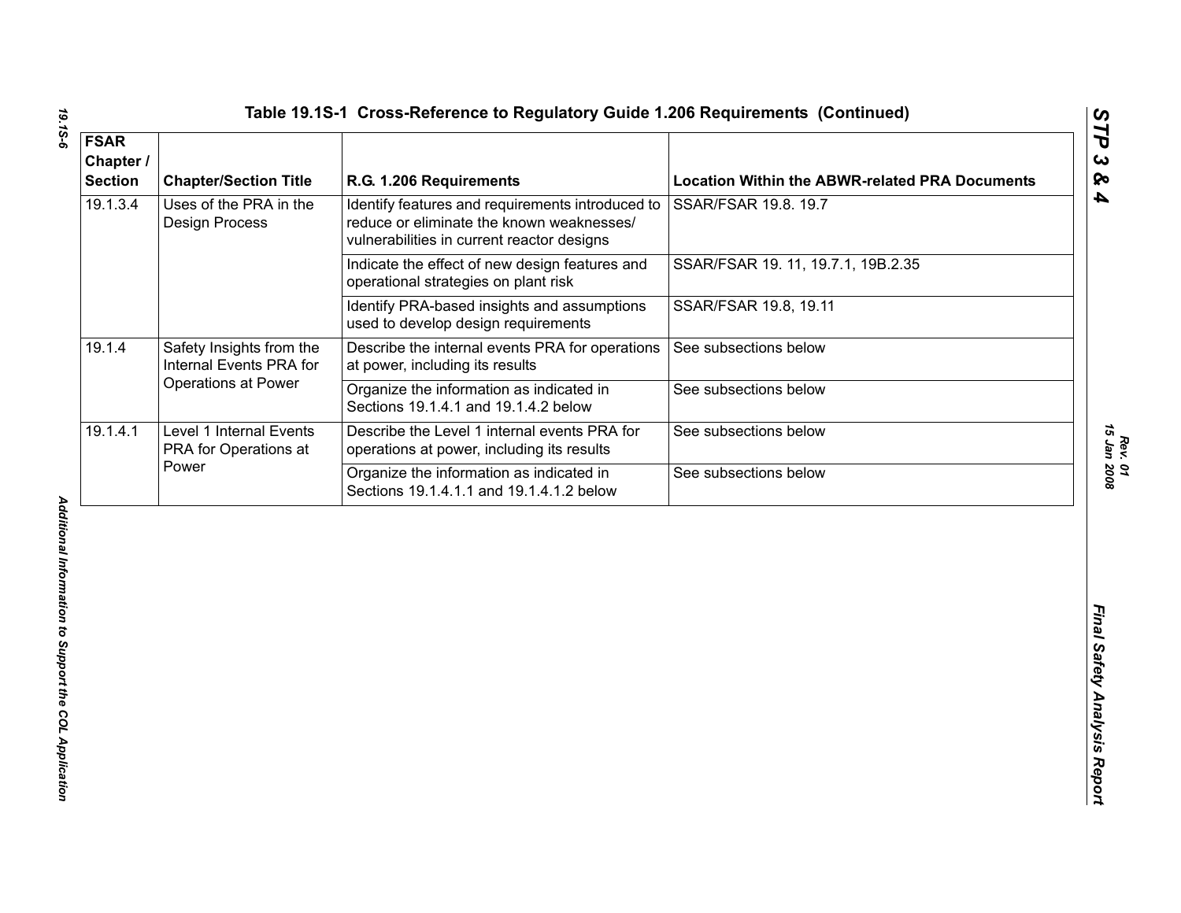**Table 19.1S-1 Cross-Reference to Regulatory Guide 1.206 Requirements (Continued)**

| FSAR Chapter / Section | Chapter/Section Title | R.G. 1.206 Requirements | Location Within the ABWR-related PRA Documents |
|---|---|---|---|
| 19.1.3.4 | Uses of the PRA in the Design Process | Identify features and requirements introduced to reduce or eliminate the known weaknesses/ vulnerabilities in current reactor designs | SSAR/FSAR 19.8. 19.7 |
| | | Indicate the effect of new design features and operational strategies on plant risk | SSAR/FSAR 19. 11, 19.7.1, 19B.2.35 |
| | | Identify PRA-based insights and assumptions used to develop design requirements | SSAR/FSAR 19.8, 19.11 |
| 19.1.4 | Safety Insights from the Internal Events PRA for Operations at Power | Describe the internal events PRA for operations at power, including its results | See subsections below |
| | | Organize the information as indicated in Sections 19.1.4.1 and 19.1.4.2 below | See subsections below |
| 19.1.4.1 | Level 1 Internal Events PRA for Operations at Power | Describe the Level 1 internal events PRA for operations at power, including its results | See subsections below |
| | | Organize the information as indicated in Sections 19.1.4.1.1 and 19.1.4.1.2 below | See subsections below |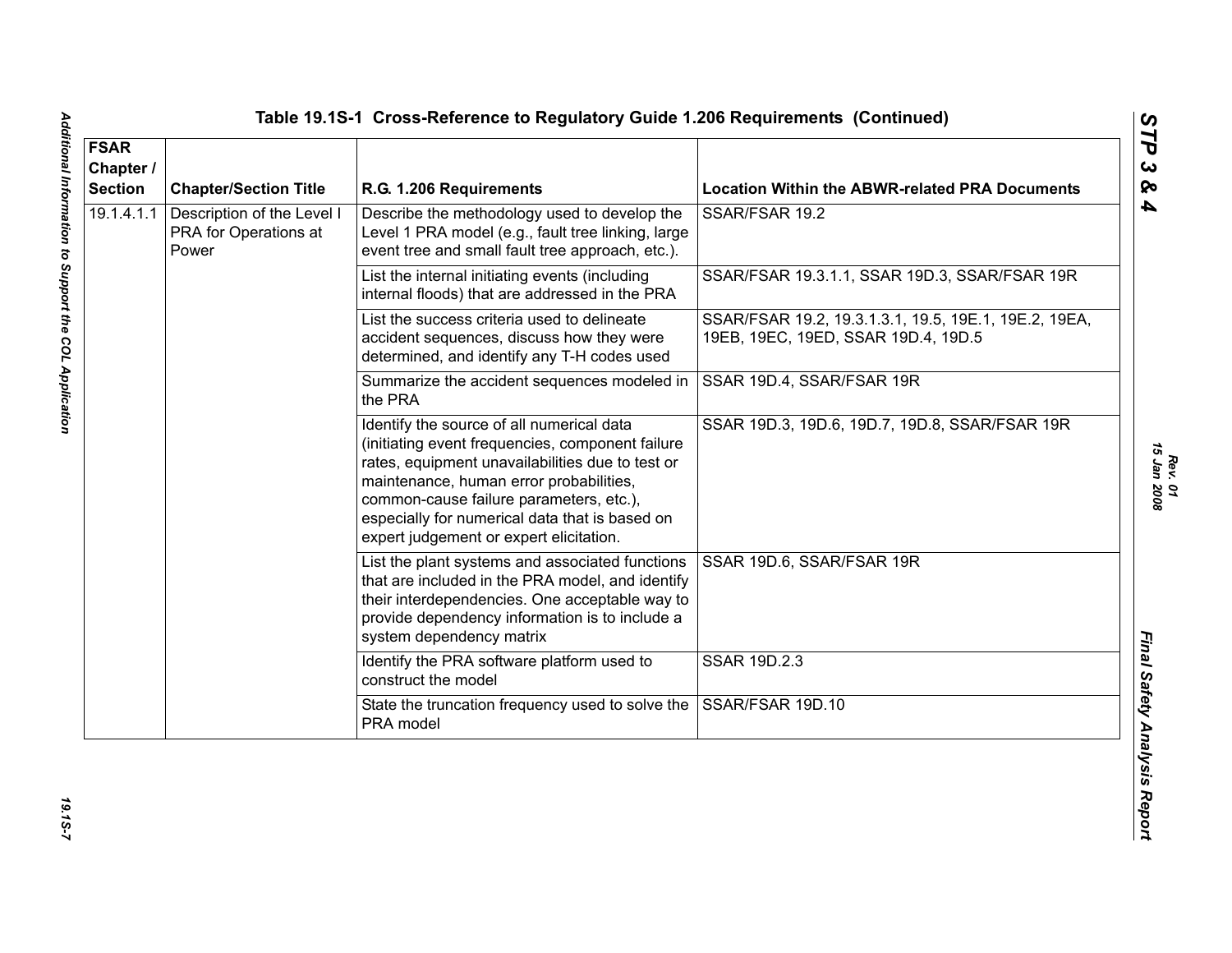## Table 19.1S-1 Cross-Reference to Regulatory Guide 1.206 Requirements (Continued)

| FSAR Chapter / Section | Chapter/Section Title | R.G. 1.206 Requirements | Location Within the ABWR-related PRA Documents |
|---|---|---|---|
| 19.1.4.1.1 | Description of the Level I PRA for Operations at Power | Describe the methodology used to develop the Level 1 PRA model (e.g., fault tree linking, large event tree and small fault tree approach, etc.). | SSAR/FSAR 19.2 |
| | | List the internal initiating events (including internal floods) that are addressed in the PRA | SSAR/FSAR 19.3.1.1, SSAR 19D.3, SSAR/FSAR 19R |
| | | List the success criteria used to delineate accident sequences, discuss how they were determined, and identify any T-H codes used | SSAR/FSAR 19.2, 19.3.1.3.1, 19.5, 19E.1, 19E.2, 19EA, 19EB, 19EC, 19ED, SSAR 19D.4, 19D.5 |
| | | Summarize the accident sequences modeled in the PRA | SSAR 19D.4, SSAR/FSAR 19R |
| | | Identify the source of all numerical data (initiating event frequencies, component failure rates, equipment unavailabilities due to test or maintenance, human error probabilities, common-cause failure parameters, etc.), especially for numerical data that is based on expert judgement or expert elicitation. | SSAR 19D.3, 19D.6, 19D.7, 19D.8, SSAR/FSAR 19R |
| | | List the plant systems and associated functions that are included in the PRA model, and identify their interdependencies. One acceptable way to provide dependency information is to include a system dependency matrix | SSAR 19D.6, SSAR/FSAR 19R |
| | | Identify the PRA software platform used to construct the model | SSAR 19D.2.3 |
| | | State the truncation frequency used to solve the PRA model | SSAR/FSAR 19D.10 |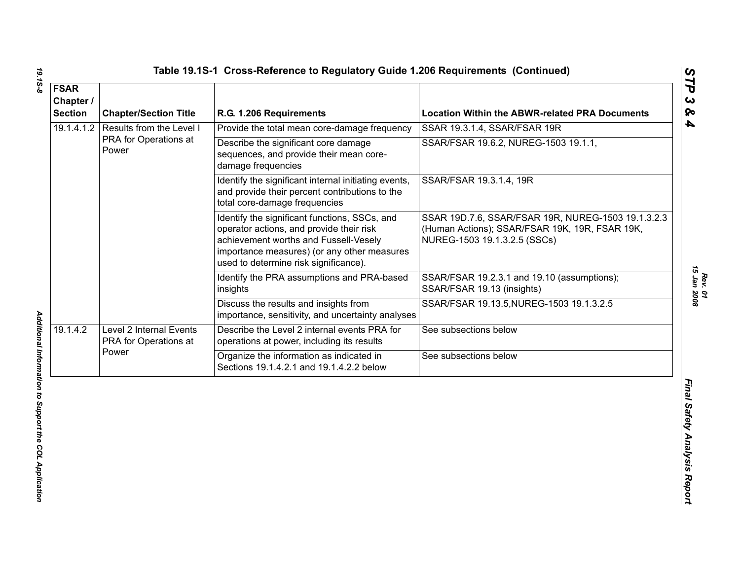**Table 19.1S-1 Cross-Reference to Regulatory Guide 1.206 Requirements (Continued)**

| FSAR Chapter / Section | Chapter/Section Title | R.G. 1.206 Requirements | Location Within the ABWR-related PRA Documents |
|---|---|---|---|
| 19.1.4.1.2 | Results from the Level I PRA for Operations at Power | Provide the total mean core-damage frequency | SSAR 19.3.1.4, SSAR/FSAR 19R |
| | | Describe the significant core damage sequences, and provide their mean core-damage frequencies | SSAR/FSAR 19.6.2, NUREG-1503 19.1.1, |
| | | Identify the significant internal initiating events, and provide their percent contributions to the total core-damage frequencies | SSAR/FSAR 19.3.1.4, 19R |
| | | Identify the significant functions, SSCs, and operator actions, and provide their risk achievement worths and Fussell-Vesely importance measures) (or any other measures used to determine risk significance). | SSAR 19D.7.6, SSAR/FSAR 19R, NUREG-1503 19.1.3.2.3 (Human Actions); SSAR/FSAR 19K, 19R, FSAR 19K, NUREG-1503 19.1.3.2.5 (SSCs) |
| | | Identify the PRA assumptions and PRA-based insights | SSAR/FSAR 19.2.3.1 and 19.10 (assumptions); SSAR/FSAR 19.13 (insights) |
| | | Discuss the results and insights from importance, sensitivity, and uncertainty analyses | SSAR/FSAR 19.13.5,NUREG-1503 19.1.3.2.5 |
| 19.1.4.2 | Level 2 Internal Events PRA for Operations at Power | Describe the Level 2 internal events PRA for operations at power, including its results | See subsections below |
| | | Organize the information as indicated in Sections 19.1.4.2.1 and 19.1.4.2.2 below | See subsections below |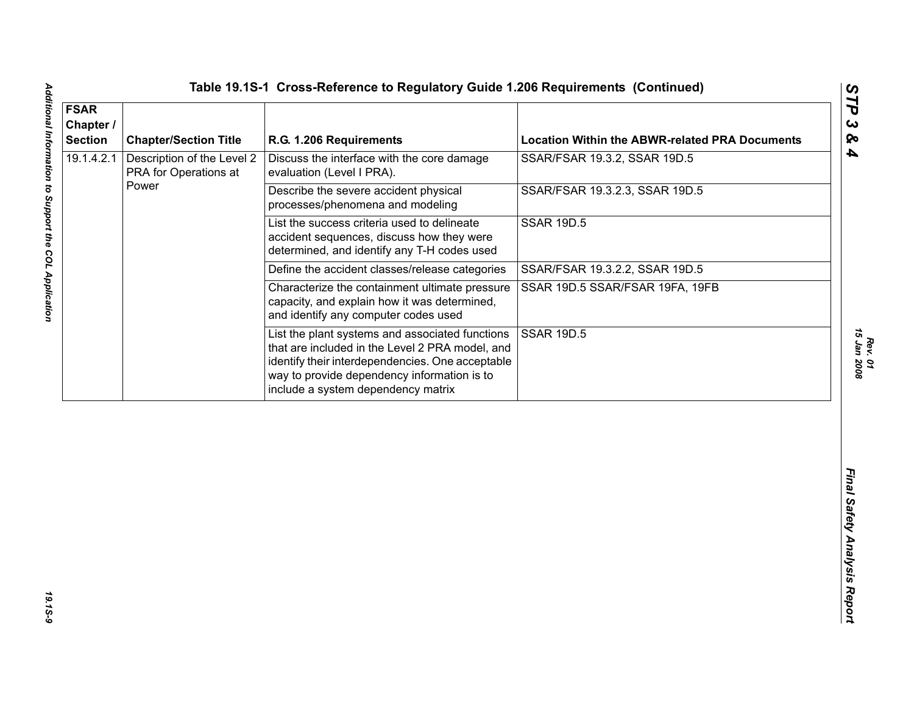## Table 19.1S-1 Cross-Reference to Regulatory Guide 1.206 Requirements (Continued)

| FSAR Chapter / Section | Chapter/Section Title | R.G. 1.206 Requirements | Location Within the ABWR-related PRA Documents |
|---|---|---|---|
| 19.1.4.2.1 | Description of the Level 2 PRA for Operations at Power | Discuss the interface with the core damage evaluation (Level I PRA). | SSAR/FSAR 19.3.2, SSAR 19D.5 |
| | | Describe the severe accident physical processes/phenomena and modeling | SSAR/FSAR 19.3.2.3, SSAR 19D.5 |
| | | List the success criteria used to delineate accident sequences, discuss how they were determined, and identify any T-H codes used | SSAR 19D.5 |
| | | Define the accident classes/release categories | SSAR/FSAR 19.3.2.2, SSAR 19D.5 |
| | | Characterize the containment ultimate pressure capacity, and explain how it was determined, and identify any computer codes used | SSAR 19D.5 SSAR/FSAR 19FA, 19FB |
| | | List the plant systems and associated functions that are included in the Level 2 PRA model, and identify their interdependencies. One acceptable way to provide dependency information is to include a system dependency matrix | SSAR 19D.5 |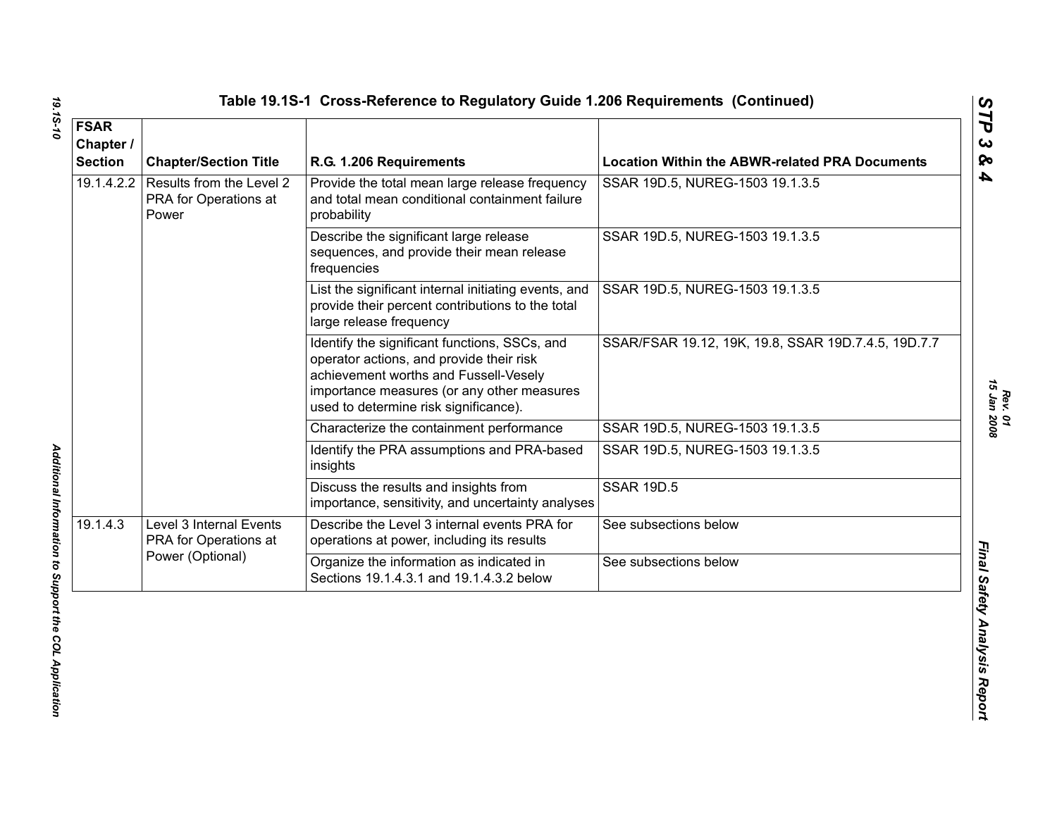# Table 19.1S-1 Cross-Reference to Regulatory Guide 1.206 Requirements (Continued)

| FSAR Chapter / Section | Chapter/Section Title | R.G. 1.206 Requirements | Location Within the ABWR-related PRA Documents |
|---|---|---|---|
| 19.1.4.2.2 | Results from the Level 2 PRA for Operations at Power | Provide the total mean large release frequency and total mean conditional containment failure probability | SSAR 19D.5, NUREG-1503 19.1.3.5 |
| | | Describe the significant large release sequences, and provide their mean release frequencies | SSAR 19D.5, NUREG-1503 19.1.3.5 |
| | | List the significant internal initiating events, and provide their percent contributions to the total large release frequency | SSAR 19D.5, NUREG-1503 19.1.3.5 |
| | | Identify the significant functions, SSCs, and operator actions, and provide their risk achievement worths and Fussell-Vesely importance measures (or any other measures used to determine risk significance). | SSAR/FSAR 19.12, 19K, 19.8, SSAR 19D.7.4.5, 19D.7.7 |
| | | Characterize the containment performance | SSAR 19D.5, NUREG-1503 19.1.3.5 |
| | | Identify the PRA assumptions and PRA-based insights | SSAR 19D.5, NUREG-1503 19.1.3.5 |
| | | Discuss the results and insights from importance, sensitivity, and uncertainty analyses | SSAR 19D.5 |
| 19.1.4.3 | Level 3 Internal Events PRA for Operations at Power (Optional) | Describe the Level 3 internal events PRA for operations at power, including its results | See subsections below |
| | | Organize the information as indicated in Sections 19.1.4.3.1 and 19.1.4.3.2 below | See subsections below |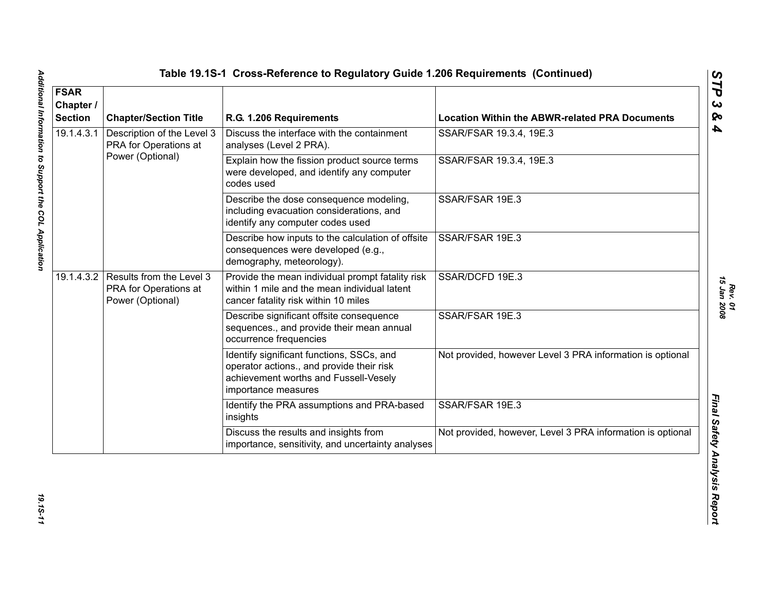# Table 19.1S-1 Cross-Reference to Regulatory Guide 1.206 Requirements (Continued)

| FSAR Chapter / Section | Chapter/Section Title | R.G. 1.206 Requirements | Location Within the ABWR-related PRA Documents |
|---|---|---|---|
| 19.1.4.3.1 | Description of the Level 3 PRA for Operations at Power (Optional) | Discuss the interface with the containment analyses (Level 2 PRA). | SSAR/FSAR 19.3.4, 19E.3 |
| | | Explain how the fission product source terms were developed, and identify any computer codes used | SSAR/FSAR 19.3.4, 19E.3 |
| | | Describe the dose consequence modeling, including evacuation considerations, and identify any computer codes used | SSAR/FSAR 19E.3 |
| | | Describe how inputs to the calculation of offsite consequences were developed (e.g., demography, meteorology). | SSAR/FSAR 19E.3 |
| 19.1.4.3.2 | Results from the Level 3 PRA for Operations at Power (Optional) | Provide the mean individual prompt fatality risk within 1 mile and the mean individual latent cancer fatality risk within 10 miles | SSAR/DCFD 19E.3 |
| | | Describe significant offsite consequence sequences., and provide their mean annual occurrence frequencies | SSAR/FSAR 19E.3 |
| | | Identify significant functions, SSCs, and operator actions., and provide their risk achievement worths and Fussell-Vesely importance measures | Not provided, however Level 3 PRA information is optional |
| | | Identify the PRA assumptions and PRA-based insights | SSAR/FSAR 19E.3 |
| | | Discuss the results and insights from importance, sensitivity, and uncertainty analyses | Not provided, however, Level 3 PRA information is optional |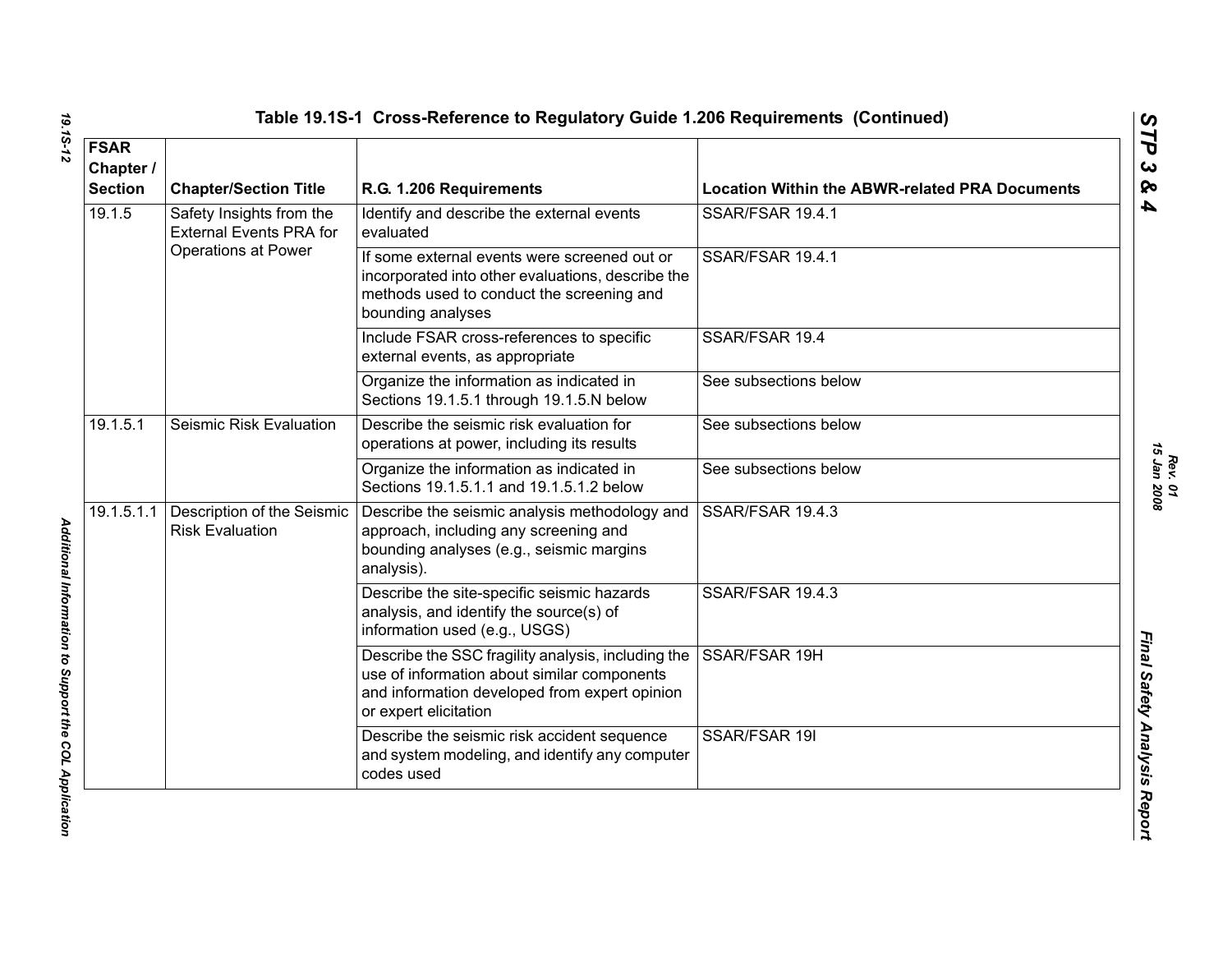**Table 19.1S-1 Cross-Reference to Regulatory Guide 1.206 Requirements (Continued)**

| FSAR Chapter / Section | Chapter/Section Title | R.G. 1.206 Requirements | Location Within the ABWR-related PRA Documents |
|---|---|---|---|
| 19.1.5 | Safety Insights from the External Events PRA for Operations at Power | Identify and describe the external events evaluated | SSAR/FSAR 19.4.1 |
| | | If some external events were screened out or incorporated into other evaluations, describe the methods used to conduct the screening and bounding analyses | SSAR/FSAR 19.4.1 |
| | | Include FSAR cross-references to specific external events, as appropriate | SSAR/FSAR 19.4 |
| | | Organize the information as indicated in Sections 19.1.5.1 through 19.1.5.N below | See subsections below |
| 19.1.5.1 | Seismic Risk Evaluation | Describe the seismic risk evaluation for operations at power, including its results | See subsections below |
| | | Organize the information as indicated in Sections 19.1.5.1.1 and 19.1.5.1.2 below | See subsections below |
| 19.1.5.1.1 | Description of the Seismic Risk Evaluation | Describe the seismic analysis methodology and approach, including any screening and bounding analyses (e.g., seismic margins analysis). | SSAR/FSAR 19.4.3 |
| | | Describe the site-specific seismic hazards analysis, and identify the source(s) of information used (e.g., USGS) | SSAR/FSAR 19.4.3 |
| | | Describe the SSC fragility analysis, including the use of information about similar components and information developed from expert opinion or expert elicitation | SSAR/FSAR 19H |
| | | Describe the seismic risk accident sequence and system modeling, and identify any computer codes used | SSAR/FSAR 19I |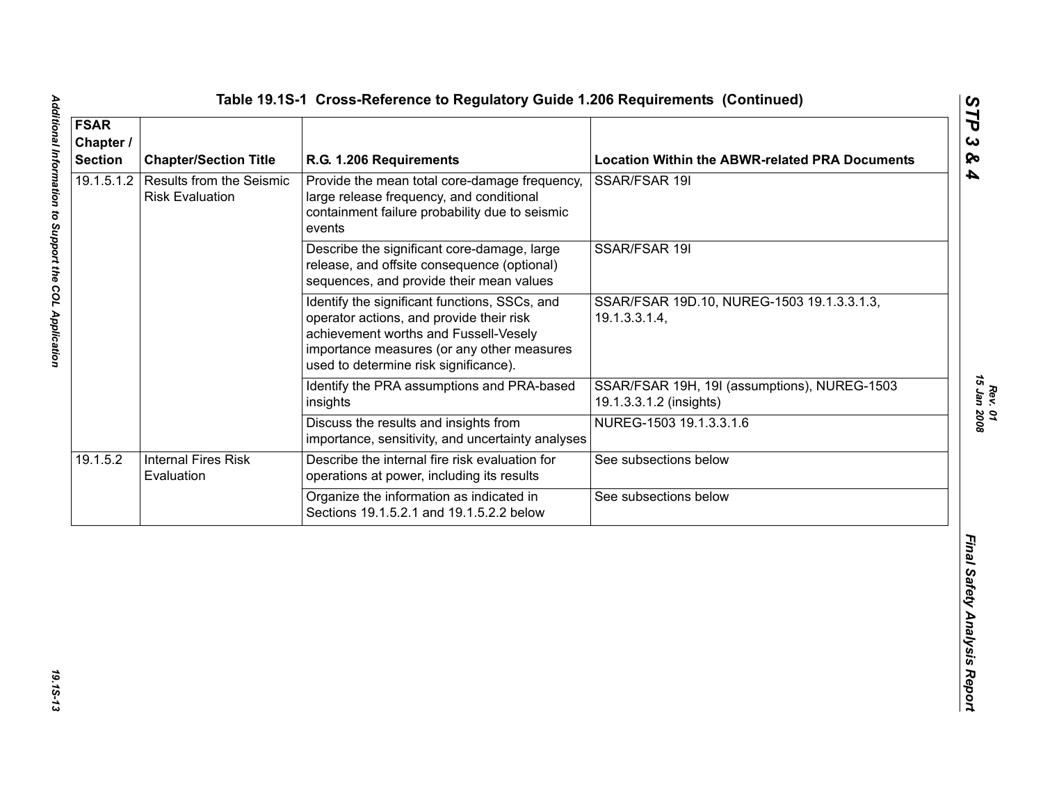**Table 19.1S-1 Cross-Reference to Regulatory Guide 1.206 Requirements (Continued)**

| FSAR Chapter / Section | Chapter/Section Title | R.G. 1.206 Requirements | Location Within the ABWR-related PRA Documents |
|---|---|---|---|
| 19.1.5.1.2 | Results from the Seismic Risk Evaluation | Provide the mean total core-damage frequency, large release frequency, and conditional containment failure probability due to seismic events | SSAR/FSAR 19I |
| | | Describe the significant core-damage, large release, and offsite consequence (optional) sequences, and provide their mean values | SSAR/FSAR 19I |
| | | Identify the significant functions, SSCs, and operator actions, and provide their risk achievement worths and Fussell-Vesely importance measures (or any other measures used to determine risk significance). | SSAR/FSAR 19D.10, NUREG-1503 19.1.3.3.1.3, 19.1.3.3.1.4, |
| | | Identify the PRA assumptions and PRA-based insights | SSAR/FSAR 19H, 19I (assumptions), NUREG-1503 19.1.3.3.1.2 (insights) |
| | | Discuss the results and insights from importance, sensitivity, and uncertainty analyses | NUREG-1503 19.1.3.3.1.6 |
| 19.1.5.2 | Internal Fires Risk Evaluation | Describe the internal fire risk evaluation for operations at power, including its results | See subsections below |
| | | Organize the information as indicated in Sections 19.1.5.2.1 and 19.1.5.2.2 below | See subsections below |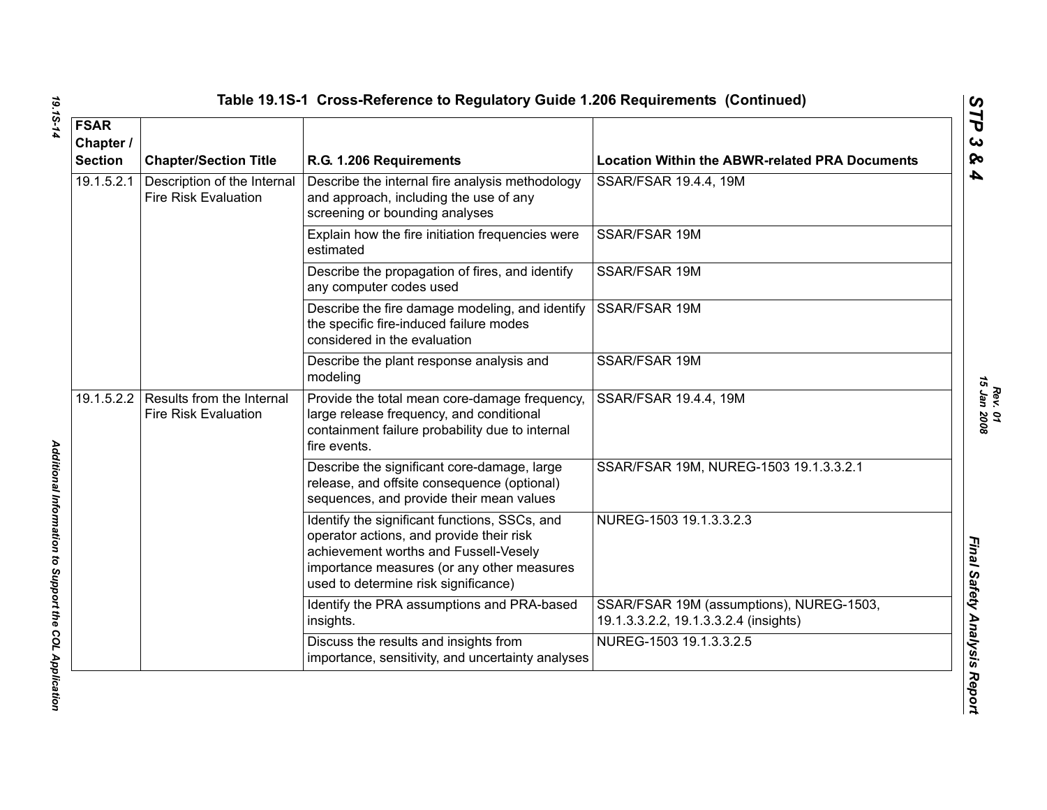## Table 19.1S-1 Cross-Reference to Regulatory Guide 1.206 Requirements (Continued)

| FSAR Chapter / Section | Chapter/Section Title | R.G. 1.206 Requirements | Location Within the ABWR-related PRA Documents |
|---|---|---|---|
| 19.1.5.2.1 | Description of the Internal Fire Risk Evaluation | Describe the internal fire analysis methodology and approach, including the use of any screening or bounding analyses | SSAR/FSAR 19.4.4, 19M |
| | | Explain how the fire initiation frequencies were estimated | SSAR/FSAR 19M |
| | | Describe the propagation of fires, and identify any computer codes used | SSAR/FSAR 19M |
| | | Describe the fire damage modeling, and identify the specific fire-induced failure modes considered in the evaluation | SSAR/FSAR 19M |
| | | Describe the plant response analysis and modeling | SSAR/FSAR 19M |
| 19.1.5.2.2 | Results from the Internal Fire Risk Evaluation | Provide the total mean core-damage frequency, large release frequency, and conditional containment failure probability due to internal fire events. | SSAR/FSAR 19.4.4, 19M |
| | | Describe the significant core-damage, large release, and offsite consequence (optional) sequences, and provide their mean values | SSAR/FSAR 19M, NUREG-1503 19.1.3.3.2.1 |
| | | Identify the significant functions, SSCs, and operator actions, and provide their risk achievement worths and Fussell-Vesely importance measures (or any other measures used to determine risk significance) | NUREG-1503 19.1.3.3.2.3 |
| | | Identify the PRA assumptions and PRA-based insights. | SSAR/FSAR 19M (assumptions), NUREG-1503, 19.1.3.3.2.2, 19.1.3.3.2.4 (insights) |
| | | Discuss the results and insights from importance, sensitivity, and uncertainty analyses | NUREG-1503 19.1.3.3.2.5 |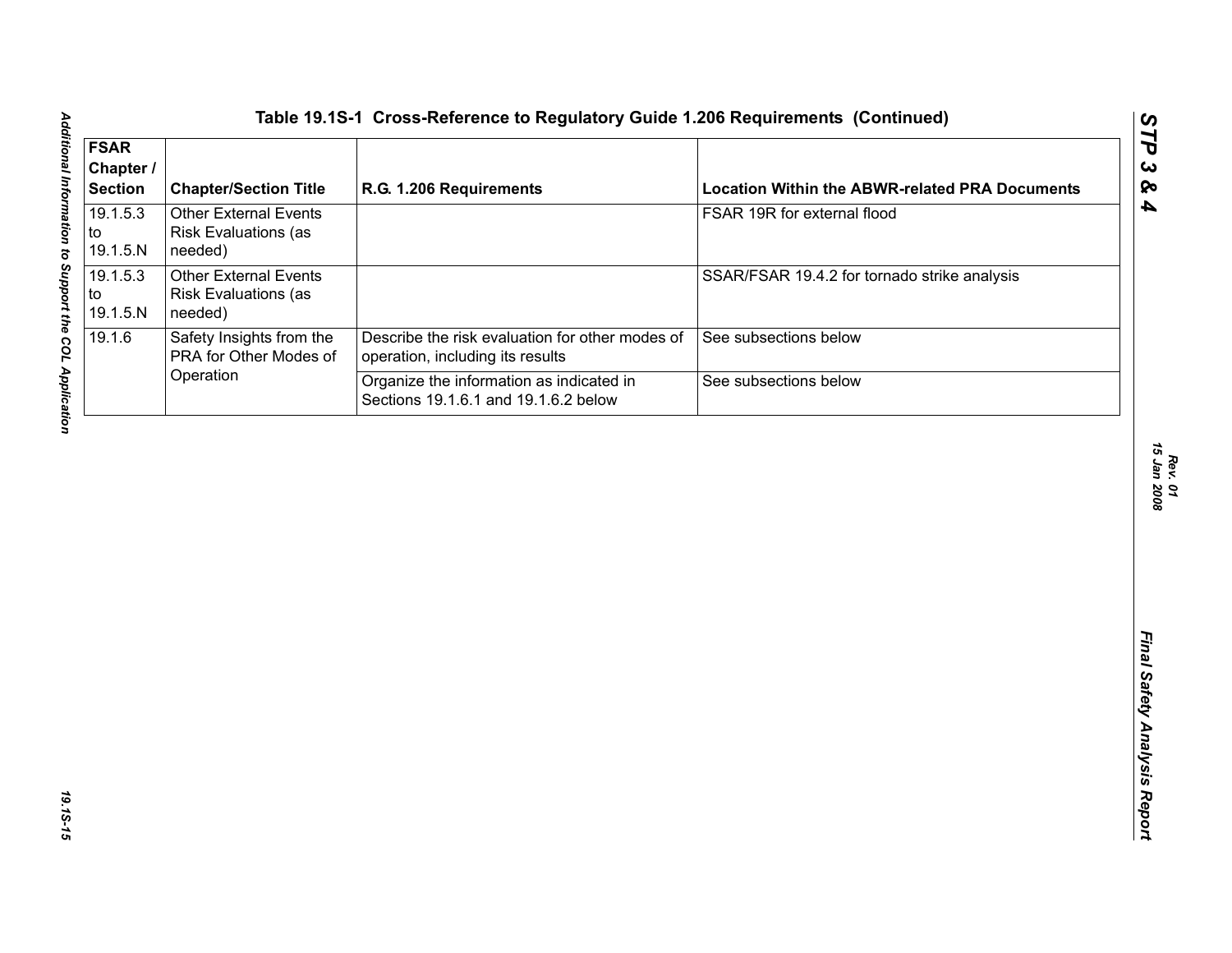## Table 19.1S-1 Cross-Reference to Regulatory Guide 1.206 Requirements (Continued)

| FSAR Chapter / Section | Chapter/Section Title | R.G. 1.206 Requirements | Location Within the ABWR-related PRA Documents |
|---|---|---|---|
| 19.1.5.3 to 19.1.5.N | Other External Events Risk Evaluations (as needed) | | FSAR 19R for external flood |
| 19.1.5.3 to 19.1.5.N | Other External Events Risk Evaluations (as needed) | | SSAR/FSAR 19.4.2 for tornado strike analysis |
| 19.1.6 | Safety Insights from the PRA for Other Modes of Operation | Describe the risk evaluation for other modes of operation, including its results | See subsections below |
| | | Organize the information as indicated in Sections 19.1.6.1 and 19.1.6.2 below | See subsections below |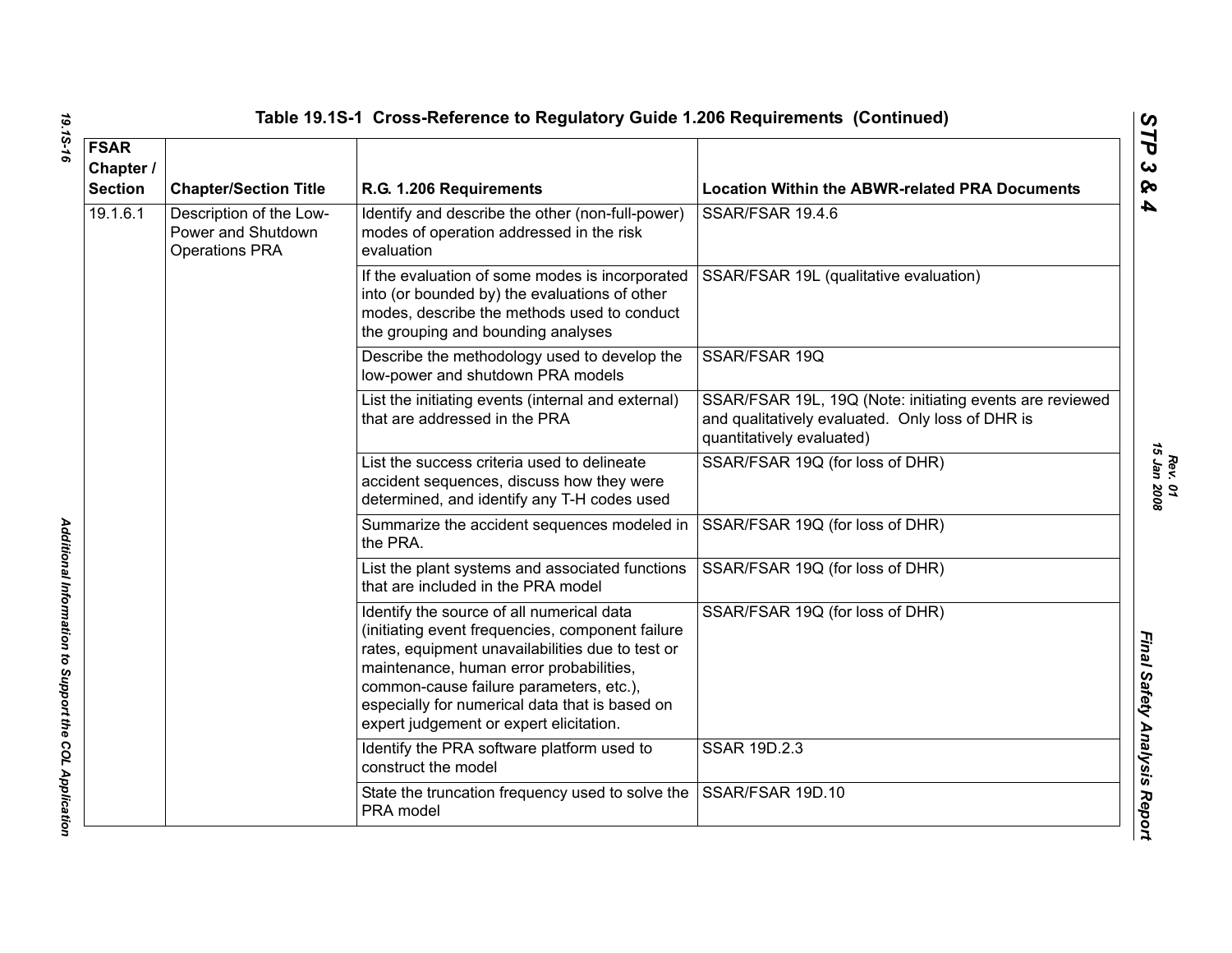**Table 19.1S-1 Cross-Reference to Regulatory Guide 1.206 Requirements (Continued)**

| FSAR Chapter / Section | Chapter/Section Title | R.G. 1.206 Requirements | Location Within the ABWR-related PRA Documents |
|---|---|---|---|
| 19.1.6.1 | Description of the Low-Power and Shutdown Operations PRA | Identify and describe the other (non-full-power) modes of operation addressed in the risk evaluation | SSAR/FSAR 19.4.6 |
| | | If the evaluation of some modes is incorporated into (or bounded by) the evaluations of other modes, describe the methods used to conduct the grouping and bounding analyses | SSAR/FSAR 19L (qualitative evaluation) |
| | | Describe the methodology used to develop the low-power and shutdown PRA models | SSAR/FSAR 19Q |
| | | List the initiating events (internal and external) that are addressed in the PRA | SSAR/FSAR 19L, 19Q (Note: initiating events are reviewed and qualitatively evaluated. Only loss of DHR is quantitatively evaluated) |
| | | List the success criteria used to delineate accident sequences, discuss how they were determined, and identify any T-H codes used | SSAR/FSAR 19Q (for loss of DHR) |
| | | Summarize the accident sequences modeled in the PRA. | SSAR/FSAR 19Q (for loss of DHR) |
| | | List the plant systems and associated functions that are included in the PRA model | SSAR/FSAR 19Q (for loss of DHR) |
| | | Identify the source of all numerical data (initiating event frequencies, component failure rates, equipment unavailabilities due to test or maintenance, human error probabilities, common-cause failure parameters, etc.), especially for numerical data that is based on expert judgement or expert elicitation. | SSAR/FSAR 19Q (for loss of DHR) |
| | | Identify the PRA software platform used to construct the model | SSAR 19D.2.3 |
| | | State the truncation frequency used to solve the PRA model | SSAR/FSAR 19D.10 |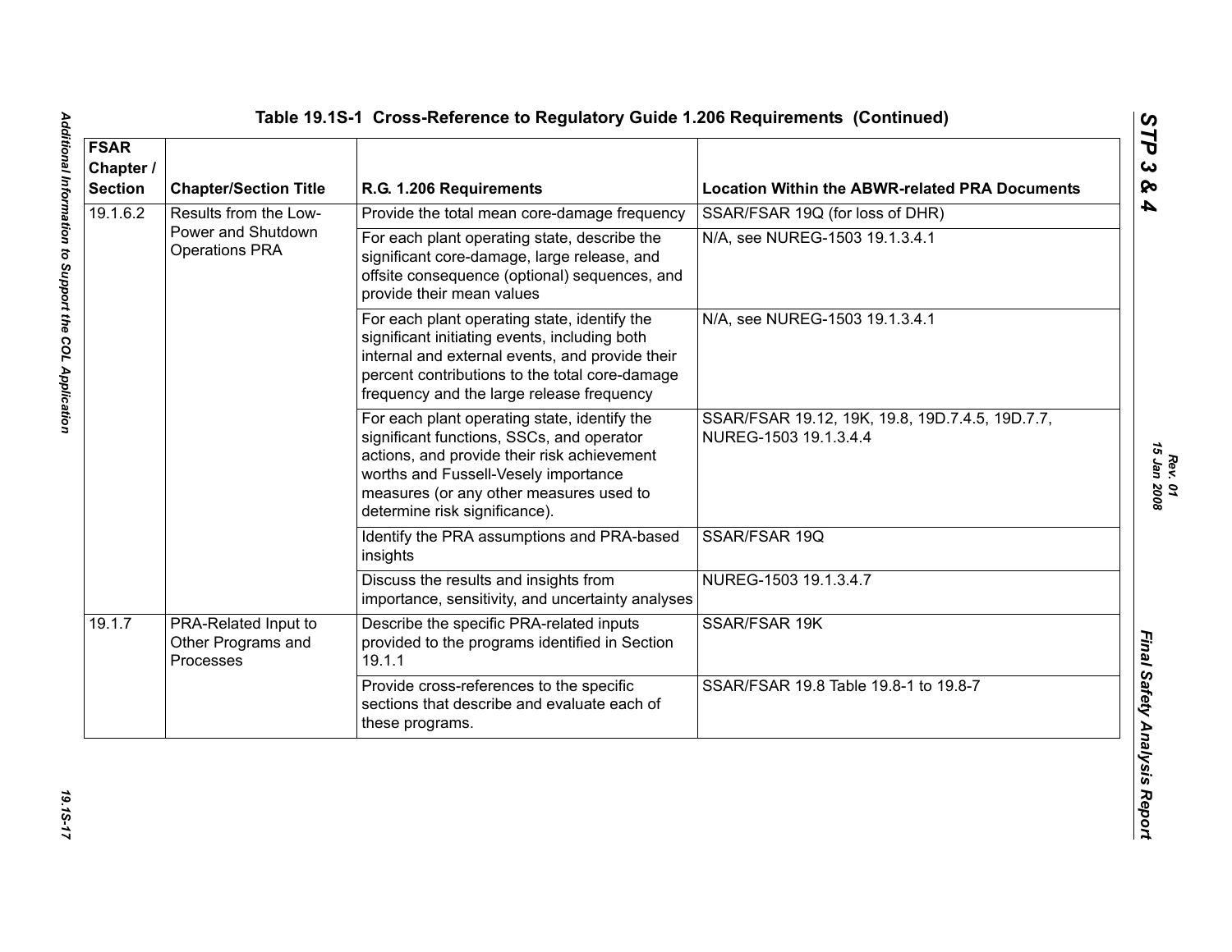## Table 19.1S-1 Cross-Reference to Regulatory Guide 1.206 Requirements (Continued)

| FSAR Chapter / Section | Chapter/Section Title | R.G. 1.206 Requirements | Location Within the ABWR-related PRA Documents |
|---|---|---|---|
| 19.1.6.2 | Results from the Low-Power and Shutdown Operations PRA | Provide the total mean core-damage frequency | SSAR/FSAR 19Q (for loss of DHR) |
| | | For each plant operating state, describe the significant core-damage, large release, and offsite consequence (optional) sequences, and provide their mean values | N/A, see NUREG-1503 19.1.3.4.1 |
| | | For each plant operating state, identify the significant initiating events, including both internal and external events, and provide their percent contributions to the total core-damage frequency and the large release frequency | N/A, see NUREG-1503 19.1.3.4.1 |
| | | For each plant operating state, identify the significant functions, SSCs, and operator actions, and provide their risk achievement worths and Fussell-Vesely importance measures (or any other measures used to determine risk significance). | SSAR/FSAR 19.12, 19K, 19.8, 19D.7.4.5, 19D.7.7, NUREG-1503 19.1.3.4.4 |
| | | Identify the PRA assumptions and PRA-based insights | SSAR/FSAR 19Q |
| | | Discuss the results and insights from importance, sensitivity, and uncertainty analyses | NUREG-1503 19.1.3.4.7 |
| 19.1.7 | PRA-Related Input to Other Programs and Processes | Describe the specific PRA-related inputs provided to the programs identified in Section 19.1.1 | SSAR/FSAR 19K |
| | | Provide cross-references to the specific sections that describe and evaluate each of these programs. | SSAR/FSAR 19.8 Table 19.8-1 to 19.8-7 |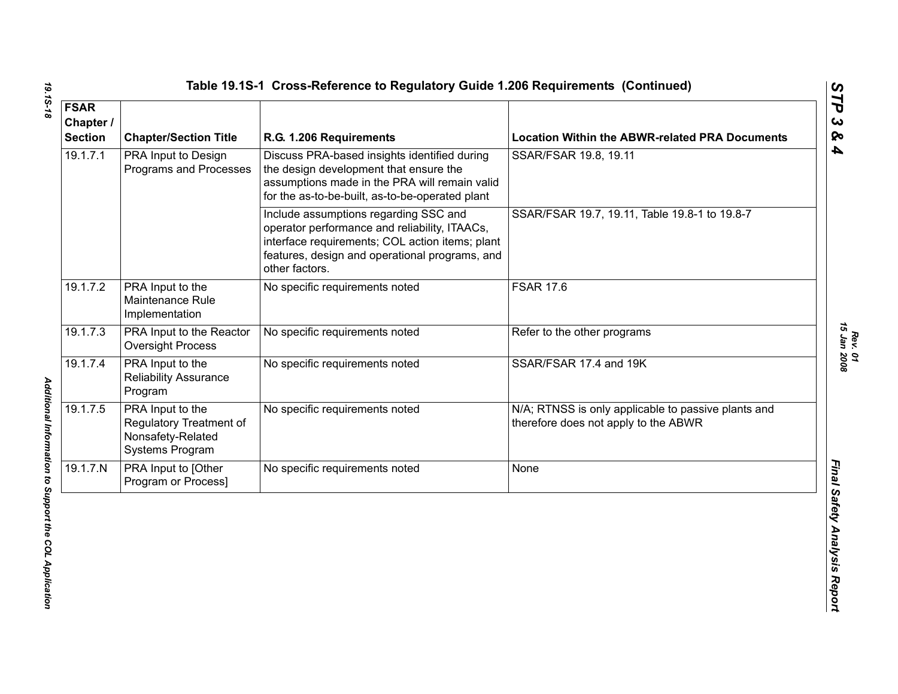## Table 19.1S-1 Cross-Reference to Regulatory Guide 1.206 Requirements (Continued)

| FSAR Chapter / Section | Chapter/Section Title | R.G. 1.206 Requirements | Location Within the ABWR-related PRA Documents |
|---|---|---|---|
| 19.1.7.1 | PRA Input to Design Programs and Processes | Discuss PRA-based insights identified during the design development that ensure the assumptions made in the PRA will remain valid for the as-to-be-built, as-to-be-operated plant | SSAR/FSAR 19.8, 19.11 |
| | | Include assumptions regarding SSC and operator performance and reliability, ITAACs, interface requirements; COL action items; plant features, design and operational programs, and other factors. | SSAR/FSAR 19.7, 19.11, Table 19.8-1 to 19.8-7 |
| 19.1.7.2 | PRA Input to the Maintenance Rule Implementation | No specific requirements noted | FSAR 17.6 |
| 19.1.7.3 | PRA Input to the Reactor Oversight Process | No specific requirements noted | Refer to the other programs |
| 19.1.7.4 | PRA Input to the Reliability Assurance Program | No specific requirements noted | SSAR/FSAR 17.4 and 19K |
| 19.1.7.5 | PRA Input to the Regulatory Treatment of Nonsafety-Related Systems Program | No specific requirements noted | N/A; RTNSS is only applicable to passive plants and therefore does not apply to the ABWR |
| 19.1.7.N | PRA Input to [Other Program or Process] | No specific requirements noted | None |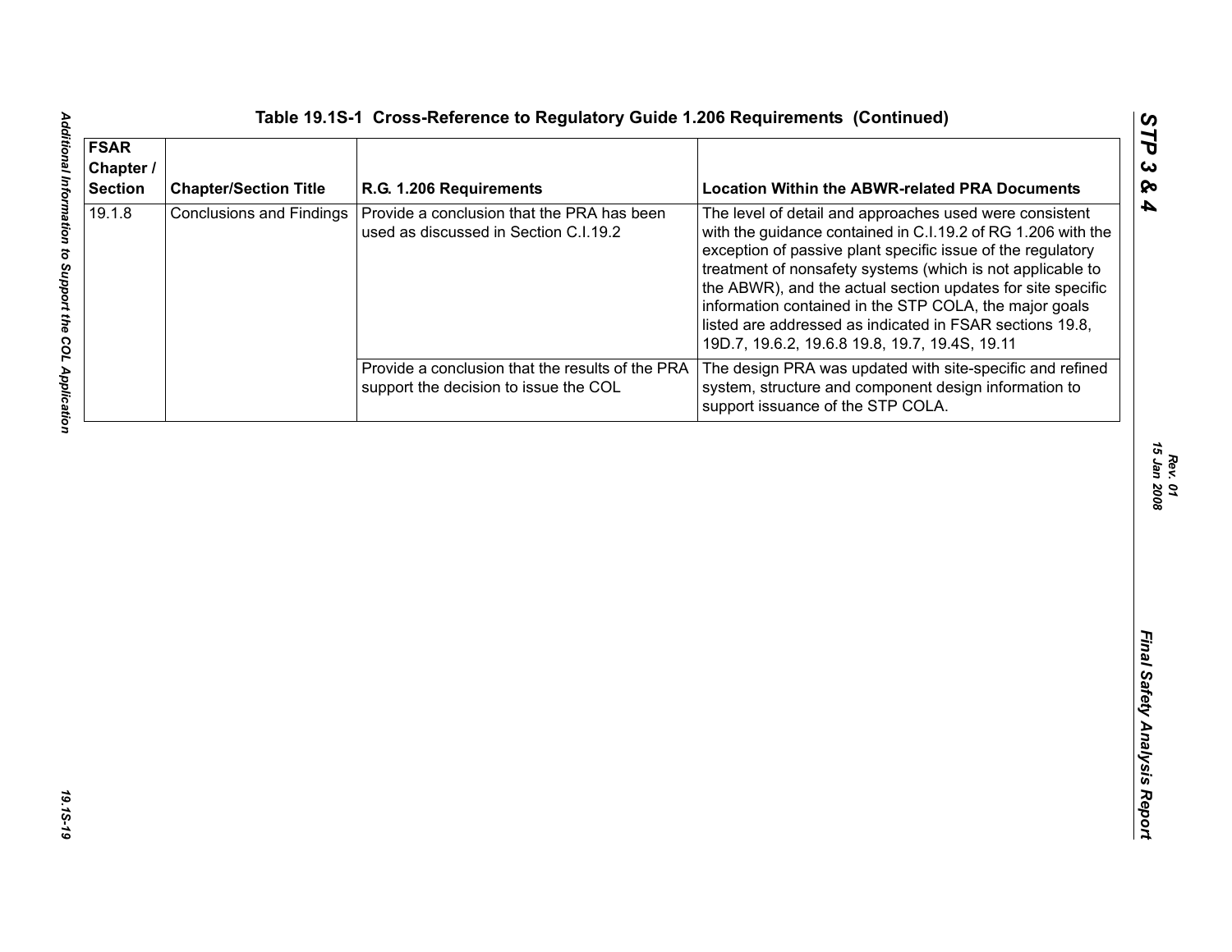**Table 19.1S-1  Cross-Reference to Regulatory Guide 1.206 Requirements  (Continued)**

| FSAR Chapter / Section | Chapter/Section Title | R.G. 1.206 Requirements | Location Within the ABWR-related PRA Documents |
|---|---|---|---|
| 19.1.8 | Conclusions and Findings | Provide a conclusion that the PRA has been used as discussed in Section C.I.19.2 | The level of detail and approaches used were consistent with the guidance contained in C.I.19.2 of RG 1.206 with the exception of passive plant specific issue of the regulatory treatment of nonsafety systems (which is not applicable to the ABWR), and the actual section updates for site specific information contained in the STP COLA, the major goals listed are addressed as indicated in FSAR sections 19.8, 19D.7, 19.6.2, 19.6.8 19.8, 19.7, 19.4S, 19.11 |
| | | Provide a conclusion that the results of the PRA support the decision to issue the COL | The design PRA was updated with site-specific and refined system, structure and component design information to support issuance of the STP COLA. |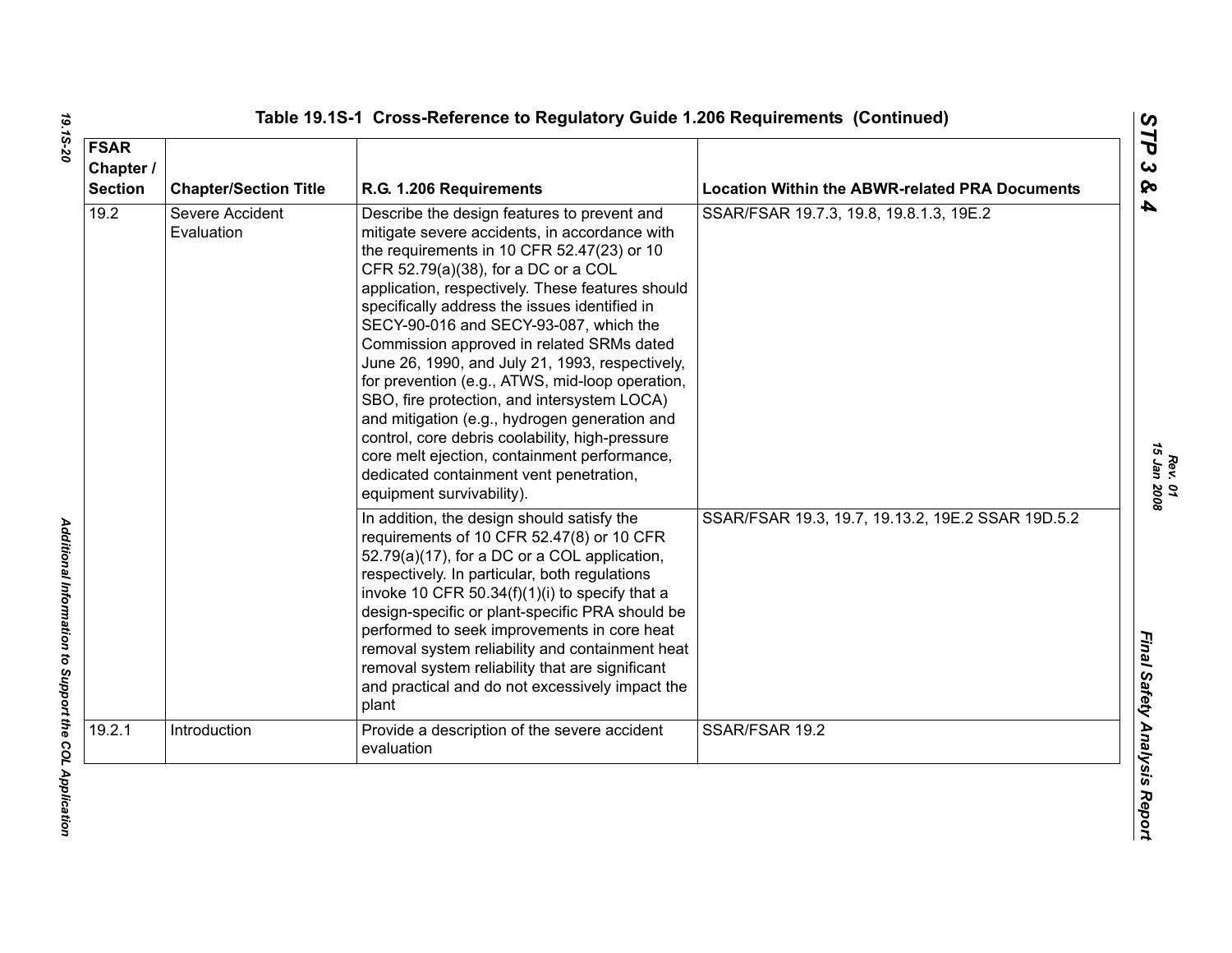Table 19.1S-1 Cross-Reference to Regulatory Guide 1.206 Requirements (Continued)

| FSAR Chapter / Section | Chapter/Section Title | R.G. 1.206 Requirements | Location Within the ABWR-related PRA Documents |
|---|---|---|---|
| 19.2 | Severe Accident Evaluation | Describe the design features to prevent and mitigate severe accidents, in accordance with the requirements in 10 CFR 52.47(23) or 10 CFR 52.79(a)(38), for a DC or a COL application, respectively. These features should specifically address the issues identified in SECY-90-016 and SECY-93-087, which the Commission approved in related SRMs dated June 26, 1990, and July 21, 1993, respectively, for prevention (e.g., ATWS, mid-loop operation, SBO, fire protection, and intersystem LOCA) and mitigation (e.g., hydrogen generation and control, core debris coolability, high-pressure core melt ejection, containment performance, dedicated containment vent penetration, equipment survivability). | SSAR/FSAR 19.7.3, 19.8, 19.8.1.3, 19E.2 |
| | | In addition, the design should satisfy the requirements of 10 CFR 52.47(8) or 10 CFR 52.79(a)(17), for a DC or a COL application, respectively. In particular, both regulations invoke 10 CFR 50.34(f)(1)(i) to specify that a design-specific or plant-specific PRA should be performed to seek improvements in core heat removal system reliability and containment heat removal system reliability that are significant and practical and do not excessively impact the plant | SSAR/FSAR 19.3, 19.7, 19.13.2, 19E.2 SSAR 19D.5.2 |
| 19.2.1 | Introduction | Provide a description of the severe accident evaluation | SSAR/FSAR 19.2 |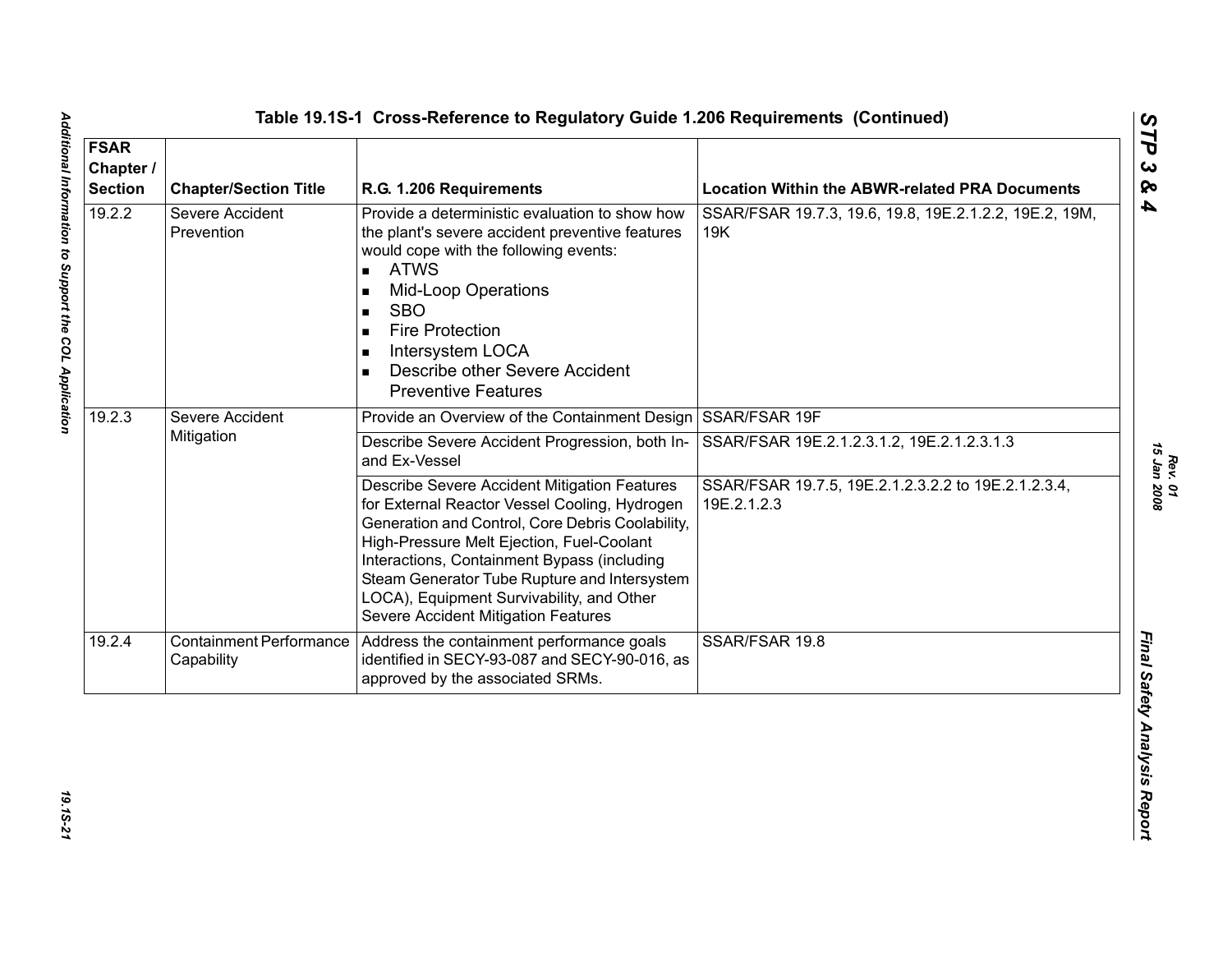## Table 19.1S-1 Cross-Reference to Regulatory Guide 1.206 Requirements (Continued)

| FSAR Chapter / Section | Chapter/Section Title | R.G. 1.206 Requirements | Location Within the ABWR-related PRA Documents |
|---|---|---|---|
| 19.2.2 | Severe Accident Prevention | Provide a deterministic evaluation to show how the plant's severe accident preventive features would cope with the following events:<br>▪ ATWS<br>▪ Mid-Loop Operations<br>▪ SBO<br>▪ Fire Protection<br>▪ Intersystem LOCA<br>▪ Describe other Severe Accident Preventive Features | SSAR/FSAR 19.7.3, 19.6, 19.8, 19E.2.1.2.2, 19E.2, 19M, 19K |
| 19.2.3 | Severe Accident Mitigation | Provide an Overview of the Containment Design | SSAR/FSAR 19F |
| | | Describe Severe Accident Progression, both In- and Ex-Vessel | SSAR/FSAR 19E.2.1.2.3.1.2, 19E.2.1.2.3.1.3 |
| | | Describe Severe Accident Mitigation Features for External Reactor Vessel Cooling, Hydrogen Generation and Control, Core Debris Coolability, High-Pressure Melt Ejection, Fuel-Coolant Interactions, Containment Bypass (including Steam Generator Tube Rupture and Intersystem LOCA), Equipment Survivability, and Other Severe Accident Mitigation Features | SSAR/FSAR 19.7.5, 19E.2.1.2.3.2.2 to 19E.2.1.2.3.4, 19E.2.1.2.3 |
| 19.2.4 | Containment Performance Capability | Address the containment performance goals identified in SECY-93-087 and SECY-90-016, as approved by the associated SRMs. | SSAR/FSAR 19.8 |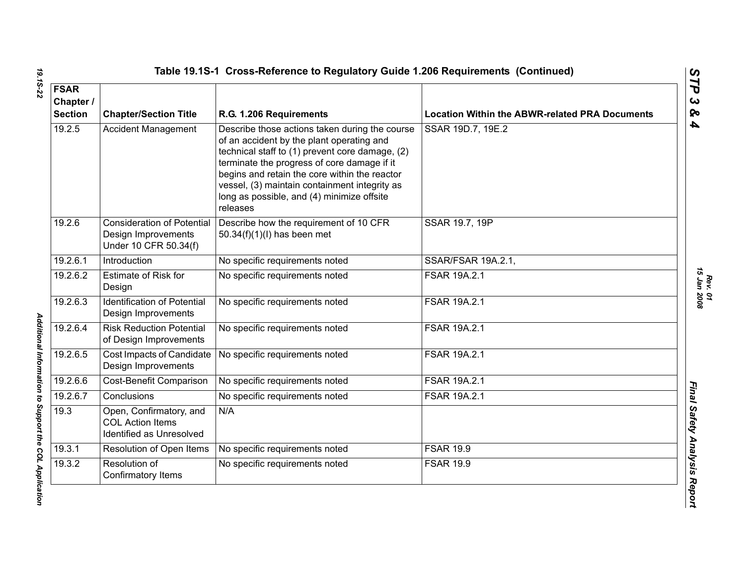## Table 19.1S-1 Cross-Reference to Regulatory Guide 1.206 Requirements (Continued)

| FSAR Chapter / Section | Chapter/Section Title | R.G. 1.206 Requirements | Location Within the ABWR-related PRA Documents |
|---|---|---|---|
| 19.2.5 | Accident Management | Describe those actions taken during the course of an accident by the plant operating and technical staff to (1) prevent core damage, (2) terminate the progress of core damage if it begins and retain the core within the reactor vessel, (3) maintain containment integrity as long as possible, and (4) minimize offsite releases | SSAR 19D.7, 19E.2 |
| 19.2.6 | Consideration of Potential Design Improvements Under 10 CFR 50.34(f) | Describe how the requirement of 10 CFR 50.34(f)(1)(I) has been met | SSAR 19.7, 19P |
| 19.2.6.1 | Introduction | No specific requirements noted | SSAR/FSAR 19A.2.1, |
| 19.2.6.2 | Estimate of Risk for Design | No specific requirements noted | FSAR 19A.2.1 |
| 19.2.6.3 | Identification of Potential Design Improvements | No specific requirements noted | FSAR 19A.2.1 |
| 19.2.6.4 | Risk Reduction Potential of Design Improvements | No specific requirements noted | FSAR 19A.2.1 |
| 19.2.6.5 | Cost Impacts of Candidate Design Improvements | No specific requirements noted | FSAR 19A.2.1 |
| 19.2.6.6 | Cost-Benefit Comparison | No specific requirements noted | FSAR 19A.2.1 |
| 19.2.6.7 | Conclusions | No specific requirements noted | FSAR 19A.2.1 |
| 19.3 | Open, Confirmatory, and COL Action Items Identified as Unresolved | N/A | |
| 19.3.1 | Resolution of Open Items | No specific requirements noted | FSAR 19.9 |
| 19.3.2 | Resolution of Confirmatory Items | No specific requirements noted | FSAR 19.9 |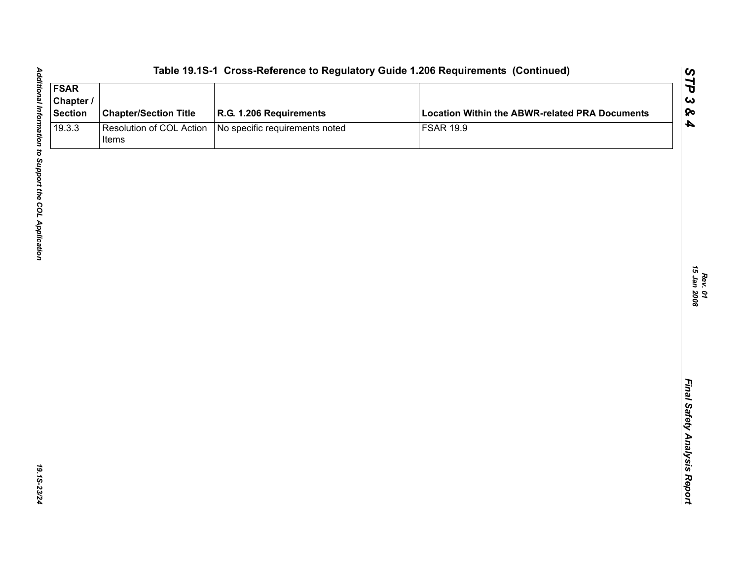# Table 19.1S-1 Cross-Reference to Regulatory Guide 1.206 Requirements (Continued)

| FSAR Chapter / Section | Chapter/Section Title | R.G. 1.206 Requirements | Location Within the ABWR-related PRA Documents |
|---|---|---|---|
| 19.3.3 | Resolution of COL Action Items | No specific requirements noted | FSAR 19.9 |